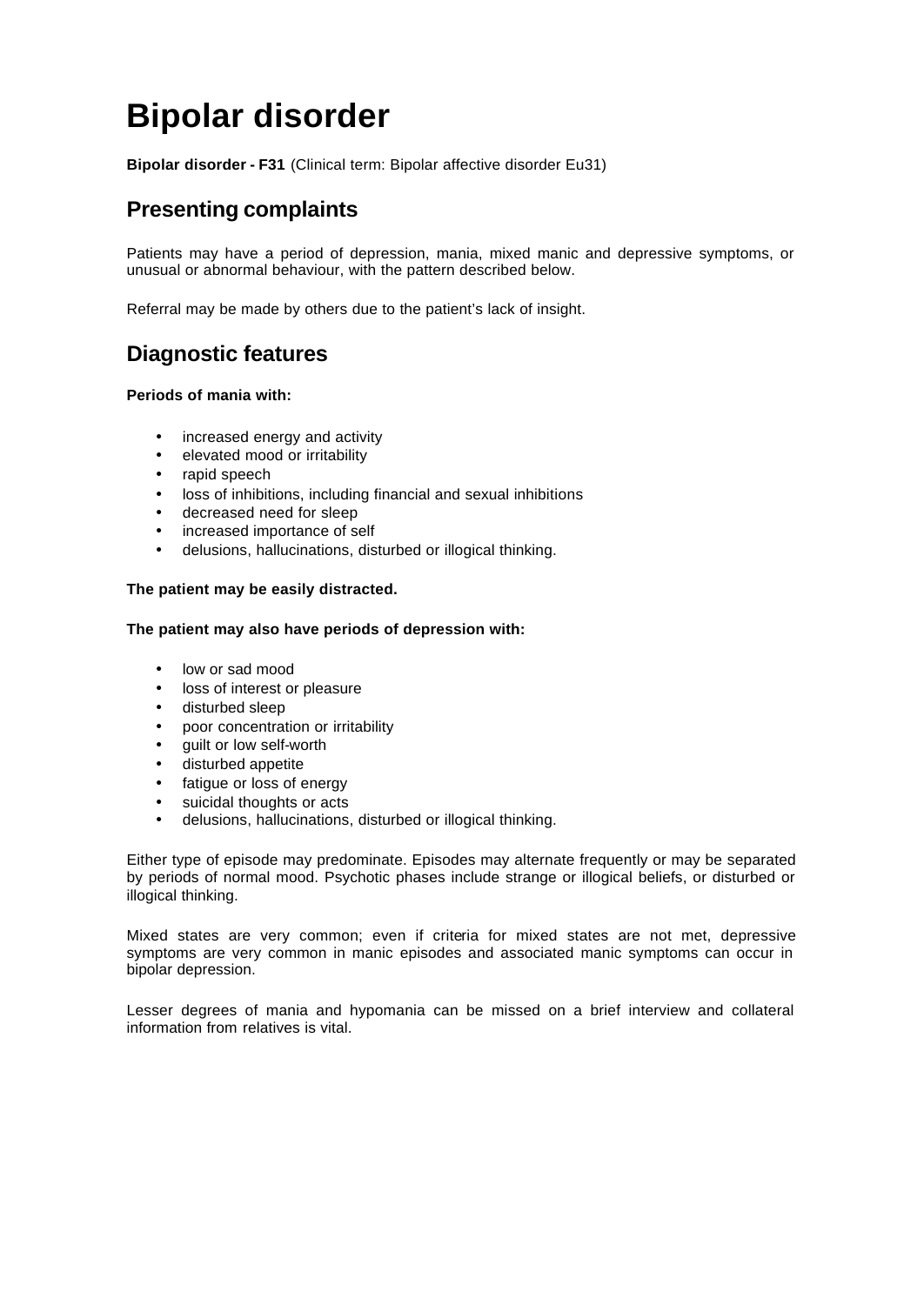# Bipolar disorder

**Bipolar disorder - F31** (Clinical term: Bipolar affective disorder Eu31)

## Presenting complaints

Patients may have a period of depression, mania, mixed manic and depressive symptoms, or unusual or abnormal behaviour, with the pattern described below.

Referral may be made by others due to the patient's lack of insight.

## Diagnostic features

**Periods of mania with:**

- increased energy and activity
- elevated mood or irritability
- rapid speech
- loss of inhibitions, including financial and sexual inhibitions
- decreased need for sleep
- increased importance of self
- delusions, hallucinations, disturbed or illogical thinking.

**The patient may be easily distracted.**

**The patient may also have periods of depression with:**

- low or sad mood
- loss of interest or pleasure
- disturbed sleep
- poor concentration or irritability
- guilt or low self-worth
- disturbed appetite
- fatigue or loss of energy
- suicidal thoughts or acts
- delusions, hallucinations, disturbed or illogical thinking.

Either type of episode may predominate. Episodes may alternate frequently or may be separated by periods of normal mood. Psychotic phases include strange or illogical beliefs, or disturbed or illogical thinking.

Mixed states are very common; even if criteria for mixed states are not met, depressive symptoms are very common in manic episodes and associated manic symptoms can occur in bipolar depression.

Lesser degrees of mania and hypomania can be missed on a brief interview and collateral information from relatives is vital.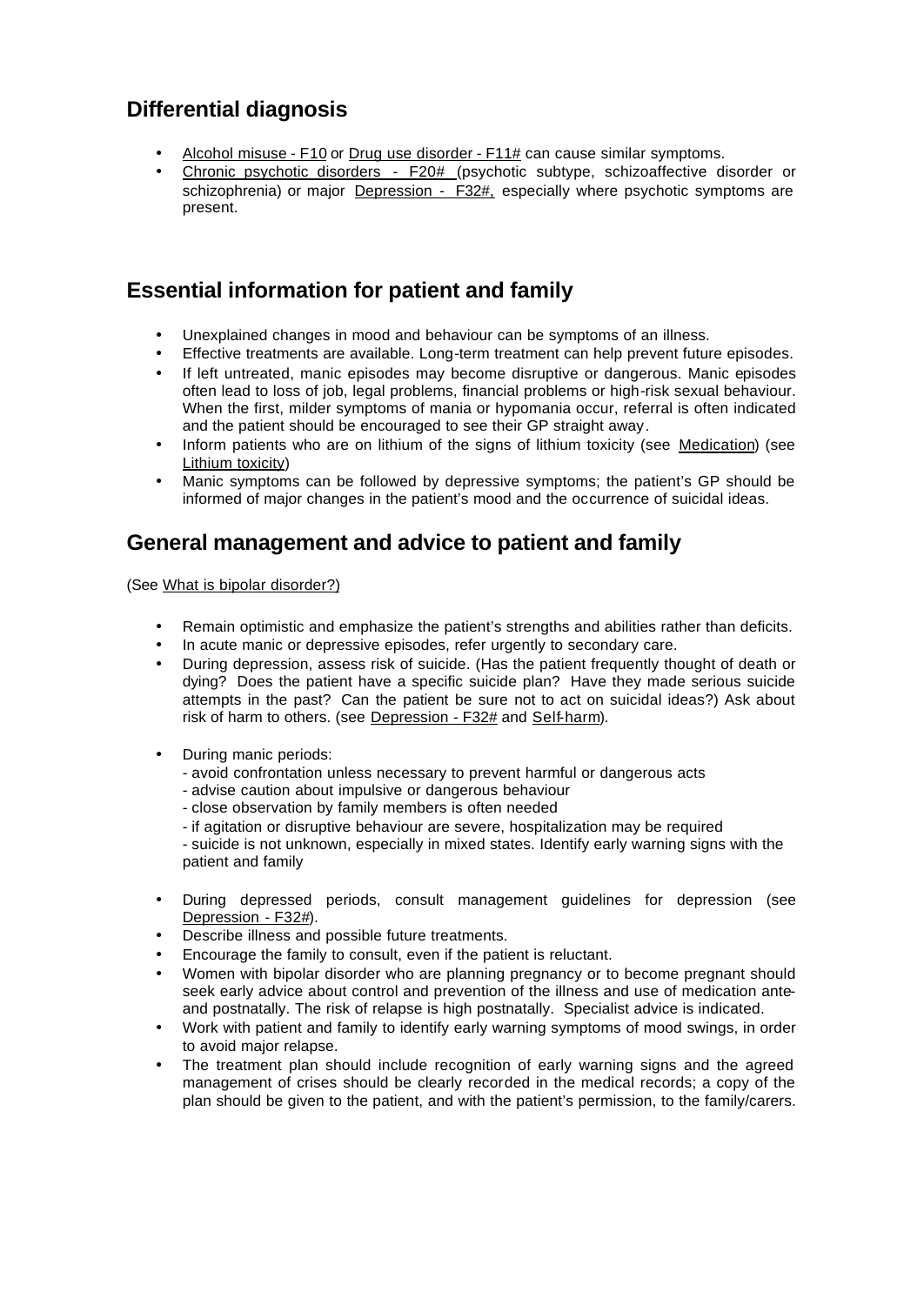## Differential diagnosis

- Alcohol misuse - F10 or Drug use disorder - F11# can cause similar symptoms.
- Chronic psychotic disorders - F20# (psychotic subtype, schizoaffective disorder or schizophrenia) or major Depression - F32#, especially where psychotic symptoms are present.

## Essential information for patient and family

- Unexplained changes in mood and behaviour can be symptoms of an illness.
- Effective treatments are available. Long-term treatment can help prevent future episodes.
- If left untreated, manic episodes may become disruptive or dangerous. Manic episodes often lead to loss of job, legal problems, financial problems or high-risk sexual behaviour. When the first, milder symptoms of mania or hypomania occur, referral is often indicated and the patient should be encouraged to see their GP straight away.
- Inform patients who are on lithium of the signs of lithium toxicity (see Medication) (see Lithium toxicity)
- Manic symptoms can be followed by depressive symptoms; the patient's GP should be informed of major changes in the patient's mood and the occurrence of suicidal ideas.

## General management and advice to patient and family

(See What is bipolar disorder?)

- Remain optimistic and emphasize the patient's strengths and abilities rather than deficits.
- In acute manic or depressive episodes, refer urgently to secondary care.
- During depression, assess risk of suicide. (Has the patient frequently thought of death or dying? Does the patient have a specific suicide plan? Have they made serious suicide attempts in the past? Can the patient be sure not to act on suicidal ideas?) Ask about risk of harm to others. (see Depression - F32# and Self-harm).

- During manic periods:
  - avoid confrontation unless necessary to prevent harmful or dangerous acts
  - advise caution about impulsive or dangerous behaviour
  - close observation by family members is often needed
  - if agitation or disruptive behaviour are severe, hospitalization may be required
  - suicide is not unknown, especially in mixed states. Identify early warning signs with the patient and family

- During depressed periods, consult management guidelines for depression (see Depression - F32#).
- Describe illness and possible future treatments.
- Encourage the family to consult, even if the patient is reluctant.
- Women with bipolar disorder who are planning pregnancy or to become pregnant should seek early advice about control and prevention of the illness and use of medication ante- and postnatally. The risk of relapse is high postnatally. Specialist advice is indicated.
- Work with patient and family to identify early warning symptoms of mood swings, in order to avoid major relapse.
- The treatment plan should include recognition of early warning signs and the agreed management of crises should be clearly recorded in the medical records; a copy of the plan should be given to the patient, and with the patient's permission, to the family/carers.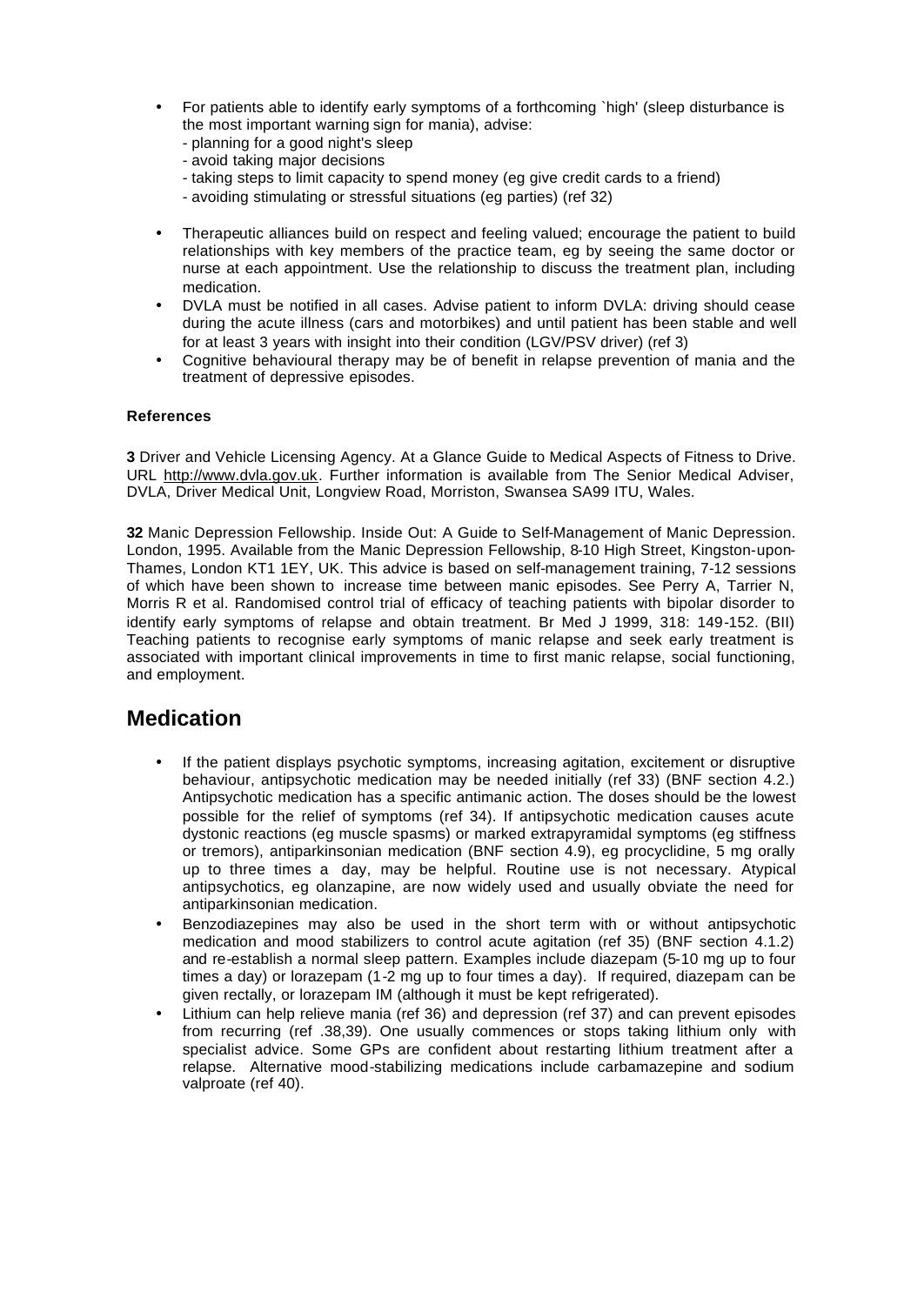- For patients able to identify early symptoms of a forthcoming `high' (sleep disturbance is the most important warning sign for mania), advise:
  - planning for a good night's sleep
  - avoid taking major decisions
  - taking steps to limit capacity to spend money (eg give credit cards to a friend)
  - avoiding stimulating or stressful situations (eg parties) (ref 32)
- Therapeutic alliances build on respect and feeling valued; encourage the patient to build relationships with key members of the practice team, eg by seeing the same doctor or nurse at each appointment. Use the relationship to discuss the treatment plan, including medication.
- DVLA must be notified in all cases. Advise patient to inform DVLA: driving should cease during the acute illness (cars and motorbikes) and until patient has been stable and well for at least 3 years with insight into their condition (LGV/PSV driver) (ref 3)
- Cognitive behavioural therapy may be of benefit in relapse prevention of mania and the treatment of depressive episodes.

**References**

**3** Driver and Vehicle Licensing Agency. At a Glance Guide to Medical Aspects of Fitness to Drive. URL http://www.dvla.gov.uk. Further information is available from The Senior Medical Adviser, DVLA, Driver Medical Unit, Longview Road, Morriston, Swansea SA99 ITU, Wales.

**32** Manic Depression Fellowship. Inside Out: A Guide to Self-Management of Manic Depression. London, 1995. Available from the Manic Depression Fellowship, 8-10 High Street, Kingston-upon-Thames, London KT1 1EY, UK. This advice is based on self-management training, 7-12 sessions of which have been shown to increase time between manic episodes. See Perry A, Tarrier N, Morris R et al. Randomised control trial of efficacy of teaching patients with bipolar disorder to identify early symptoms of relapse and obtain treatment. Br Med J 1999, 318: 149-152. (BII) Teaching patients to recognise early symptoms of manic relapse and seek early treatment is associated with important clinical improvements in time to first manic relapse, social functioning, and employment.

## Medication

- If the patient displays psychotic symptoms, increasing agitation, excitement or disruptive behaviour, antipsychotic medication may be needed initially (ref 33) (BNF section 4.2.) Antipsychotic medication has a specific antimanic action. The doses should be the lowest possible for the relief of symptoms (ref 34). If antipsychotic medication causes acute dystonic reactions (eg muscle spasms) or marked extrapyramidal symptoms (eg stiffness or tremors), antiparkinsonian medication (BNF section 4.9), eg procyclidine, 5 mg orally up to three times a day, may be helpful. Routine use is not necessary. Atypical antipsychotics, eg olanzapine, are now widely used and usually obviate the need for antiparkinsonian medication.
- Benzodiazepines may also be used in the short term with or without antipsychotic medication and mood stabilizers to control acute agitation (ref 35) (BNF section 4.1.2) and re-establish a normal sleep pattern. Examples include diazepam (5-10 mg up to four times a day) or lorazepam (1-2 mg up to four times a day). If required, diazepam can be given rectally, or lorazepam IM (although it must be kept refrigerated).
- Lithium can help relieve mania (ref 36) and depression (ref 37) and can prevent episodes from recurring (ref .38,39). One usually commences or stops taking lithium only with specialist advice. Some GPs are confident about restarting lithium treatment after a relapse. Alternative mood-stabilizing medications include carbamazepine and sodium valproate (ref 40).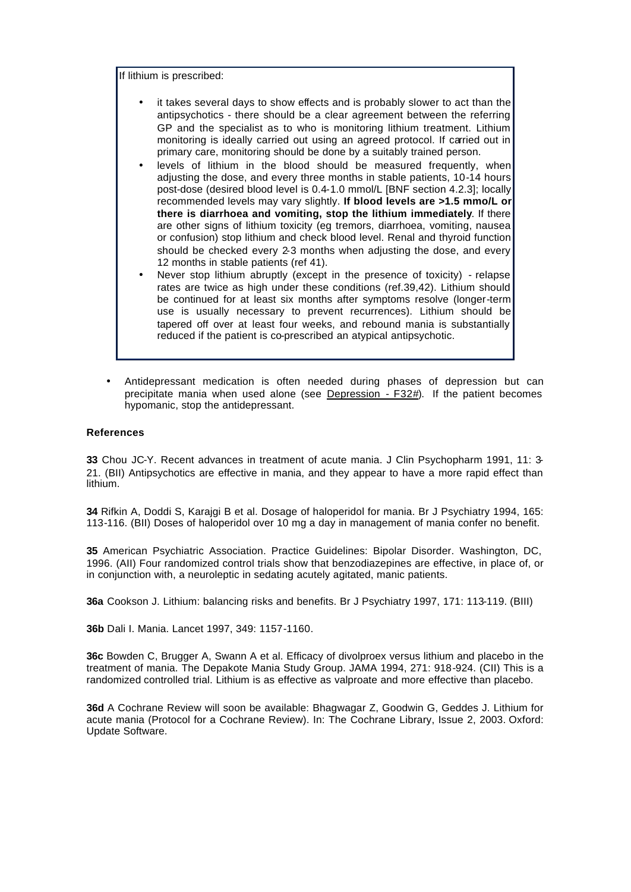If lithium is prescribed:

- it takes several days to show effects and is probably slower to act than the antipsychotics - there should be a clear agreement between the referring GP and the specialist as to who is monitoring lithium treatment. Lithium monitoring is ideally carried out using an agreed protocol. If carried out in primary care, monitoring should be done by a suitably trained person.
- levels of lithium in the blood should be measured frequently, when adjusting the dose, and every three months in stable patients, 10-14 hours post-dose (desired blood level is 0.4-1.0 mmol/L [BNF section 4.2.3]; locally recommended levels may vary slightly. **If blood levels are >1.5 mmo/L or there is diarrhoea and vomiting, stop the lithium immediately**. If there are other signs of lithium toxicity (eg tremors, diarrhoea, vomiting, nausea or confusion) stop lithium and check blood level. Renal and thyroid function should be checked every 2-3 months when adjusting the dose, and every 12 months in stable patients (ref 41).
- Never stop lithium abruptly (except in the presence of toxicity) - relapse rates are twice as high under these conditions (ref.39,42). Lithium should be continued for at least six months after symptoms resolve (longer-term use is usually necessary to prevent recurrences). Lithium should be tapered off over at least four weeks, and rebound mania is substantially reduced if the patient is co-prescribed an atypical antipsychotic.

- Antidepressant medication is often needed during phases of depression but can precipitate mania when used alone (see Depression - F32#). If the patient becomes hypomanic, stop the antidepressant.

**References**

**33** Chou JC-Y. Recent advances in treatment of acute mania. J Clin Psychopharm 1991, 11: 3-21. (BII) Antipsychotics are effective in mania, and they appear to have a more rapid effect than lithium.

**34** Rifkin A, Doddi S, Karajgi B et al. Dosage of haloperidol for mania. Br J Psychiatry 1994, 165: 113-116. (BII) Doses of haloperidol over 10 mg a day in management of mania confer no benefit.

**35** American Psychiatric Association. Practice Guidelines: Bipolar Disorder. Washington, DC, 1996. (AII) Four randomized control trials show that benzodiazepines are effective, in place of, or in conjunction with, a neuroleptic in sedating acutely agitated, manic patients.

**36a** Cookson J. Lithium: balancing risks and benefits. Br J Psychiatry 1997, 171: 113-119. (BIII)

**36b** Dali I. Mania. Lancet 1997, 349: 1157-1160.

**36c** Bowden C, Brugger A, Swann A et al. Efficacy of divolproex versus lithium and placebo in the treatment of mania. The Depakote Mania Study Group. JAMA 1994, 271: 918-924. (CII) This is a randomized controlled trial. Lithium is as effective as valproate and more effective than placebo.

**36d** A Cochrane Review will soon be available: Bhagwagar Z, Goodwin G, Geddes J. Lithium for acute mania (Protocol for a Cochrane Review). In: The Cochrane Library, Issue 2, 2003. Oxford: Update Software.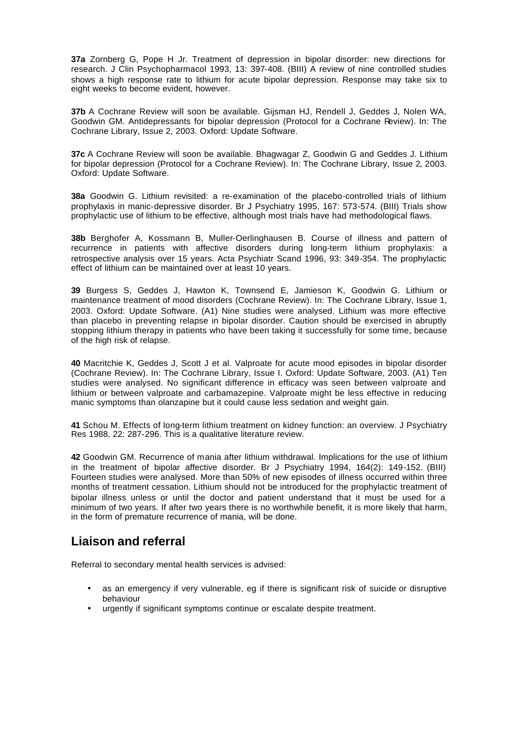**37a** Zornberg G, Pope H Jr. Treatment of depression in bipolar disorder: new directions for research. J Clin Psychopharmacol 1993, 13: 397-408. (BIII) A review of nine controlled studies shows a high response rate to lithium for acute bipolar depression. Response may take six to eight weeks to become evident, however.

**37b** A Cochrane Review will soon be available. Gijsman HJ, Rendell J, Geddes J, Nolen WA, Goodwin GM. Antidepressants for bipolar depression (Protocol for a Cochrane Review). In: The Cochrane Library, Issue 2, 2003. Oxford: Update Software.

**37c** A Cochrane Review will soon be available. Bhagwagar Z, Goodwin G and Geddes J. Lithium for bipolar depression (Protocol for a Cochrane Review). In: The Cochrane Library, Issue 2, 2003. Oxford: Update Software.

**38a** Goodwin G. Lithium revisited: a re-examination of the placebo-controlled trials of lithium prophylaxis in manic-depressive disorder. Br J Psychiatry 1995, 167: 573-574. (BIII) Trials show prophylactic use of lithium to be effective, although most trials have had methodological flaws.

**38b** Berghofer A, Kossmann B, Muller-Oerlinghausen B. Course of illness and pattern of recurrence in patients with affective disorders during long-term lithium prophylaxis: a retrospective analysis over 15 years. Acta Psychiatr Scand 1996, 93: 349-354. The prophylactic effect of lithium can be maintained over at least 10 years.

**39** Burgess S, Geddes J, Hawton K, Townsend E, Jamieson K, Goodwin G. Lithium or maintenance treatment of mood disorders (Cochrane Review). In: The Cochrane Library, Issue 1, 2003. Oxford: Update Software. (A1) Nine studies were analysed. Lithium was more effective than placebo in preventing relapse in bipolar disorder. Caution should be exercised in abruptly stopping lithium therapy in patients who have been taking it successfully for some time, because of the high risk of relapse.

**40** Macritchie K, Geddes J, Scott J et al. Valproate for acute mood episodes in bipolar disorder (Cochrane Review). In: The Cochrane Library, Issue I. Oxford: Update Software, 2003. (A1) Ten studies were analysed. No significant difference in efficacy was seen between valproate and lithium or between valproate and carbamazepine. Valproate might be less effective in reducing manic symptoms than olanzapine but it could cause less sedation and weight gain.

**41** Schou M. Effects of long-term lithium treatment on kidney function: an overview. J Psychiatry Res 1988, 22: 287-296. This is a qualitative literature review.

**42** Goodwin GM. Recurrence of mania after lithium withdrawal. Implications for the use of lithium in the treatment of bipolar affective disorder. Br J Psychiatry 1994, 164(2): 149-152. (BIII) Fourteen studies were analysed. More than 50% of new episodes of illness occurred within three months of treatment cessation. Lithium should not be introduced for the prophylactic treatment of bipolar illness unless or until the doctor and patient understand that it must be used for a minimum of two years. If after two years there is no worthwhile benefit, it is more likely that harm, in the form of premature recurrence of mania, will be done.

## Liaison and referral

Referral to secondary mental health services is advised:

- as an emergency if very vulnerable, eg if there is significant risk of suicide or disruptive behaviour
- urgently if significant symptoms continue or escalate despite treatment.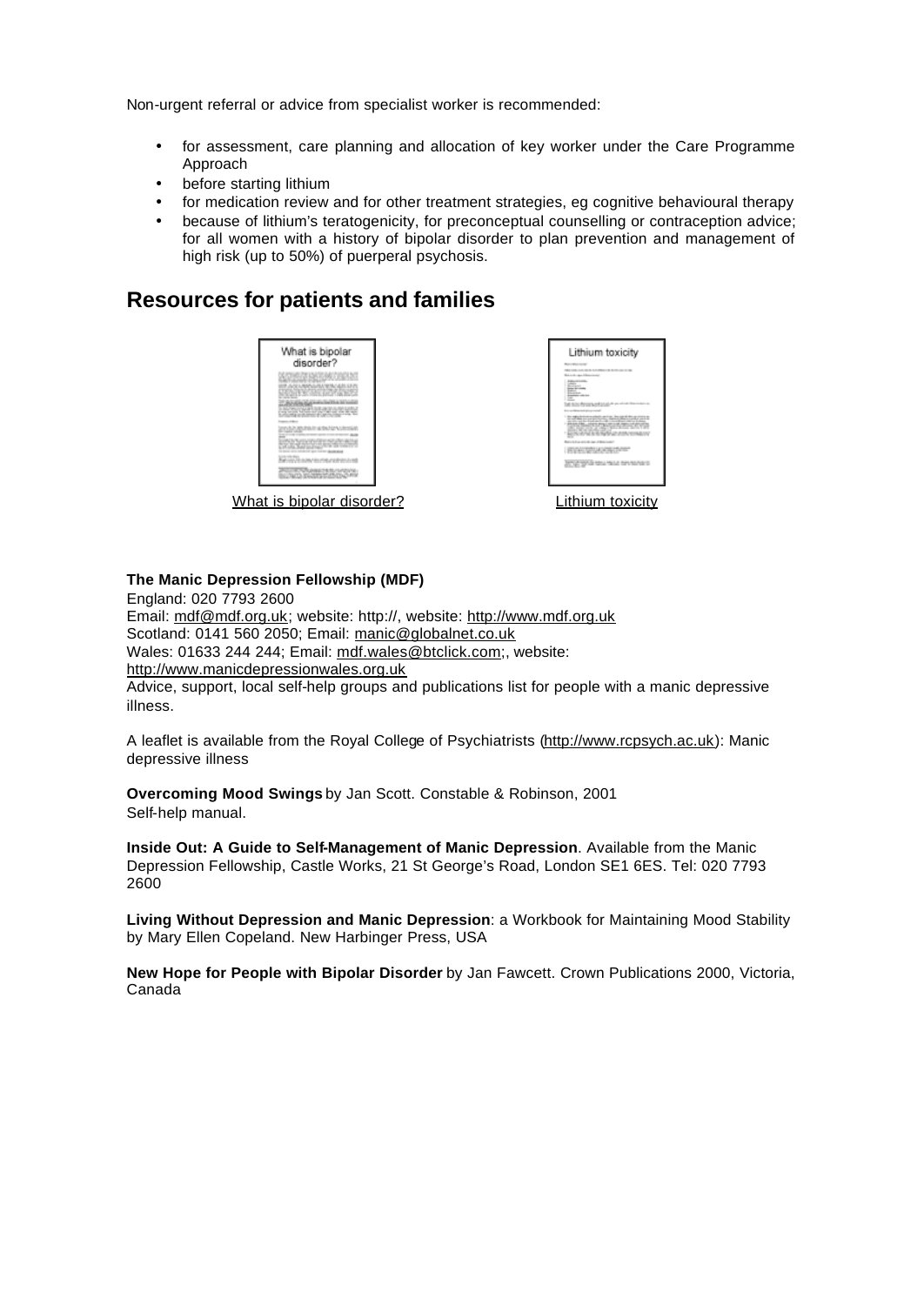Non-urgent referral or advice from specialist worker is recommended:

- for assessment, care planning and allocation of key worker under the Care Programme Approach
- before starting lithium
- for medication review and for other treatment strategies, eg cognitive behavioural therapy
- because of lithium's teratogenicity, for preconceptual counselling or contraception advice; for all women with a history of bipolar disorder to plan prevention and management of high risk (up to 50%) of puerperal psychosis.

## Resources for patients and families

What is bipolar disorder?

Lithium toxicity

**The Manic Depression Fellowship (MDF)**
England: 020 7793 2600
Email: mdf@mdf.org.uk; website: http://, website: http://www.mdf.org.uk
Scotland: 0141 560 2050; Email: manic@globalnet.co.uk
Wales: 01633 244 244; Email: mdf.wales@btclick.com;, website:
http://www.manicdepressionwales.org.uk
Advice, support, local self-help groups and publications list for people with a manic depressive illness.

A leaflet is available from the Royal College of Psychiatrists (http://www.rcpsych.ac.uk): Manic depressive illness

**Overcoming Mood Swings** by Jan Scott. Constable & Robinson, 2001
Self-help manual.

**Inside Out: A Guide to Self-Management of Manic Depression**. Available from the Manic Depression Fellowship, Castle Works, 21 St George's Road, London SE1 6ES. Tel: 020 7793 2600

**Living Without Depression and Manic Depression**: a Workbook for Maintaining Mood Stability by Mary Ellen Copeland. New Harbinger Press, USA

**New Hope for People with Bipolar Disorder** by Jan Fawcett. Crown Publications 2000, Victoria, Canada